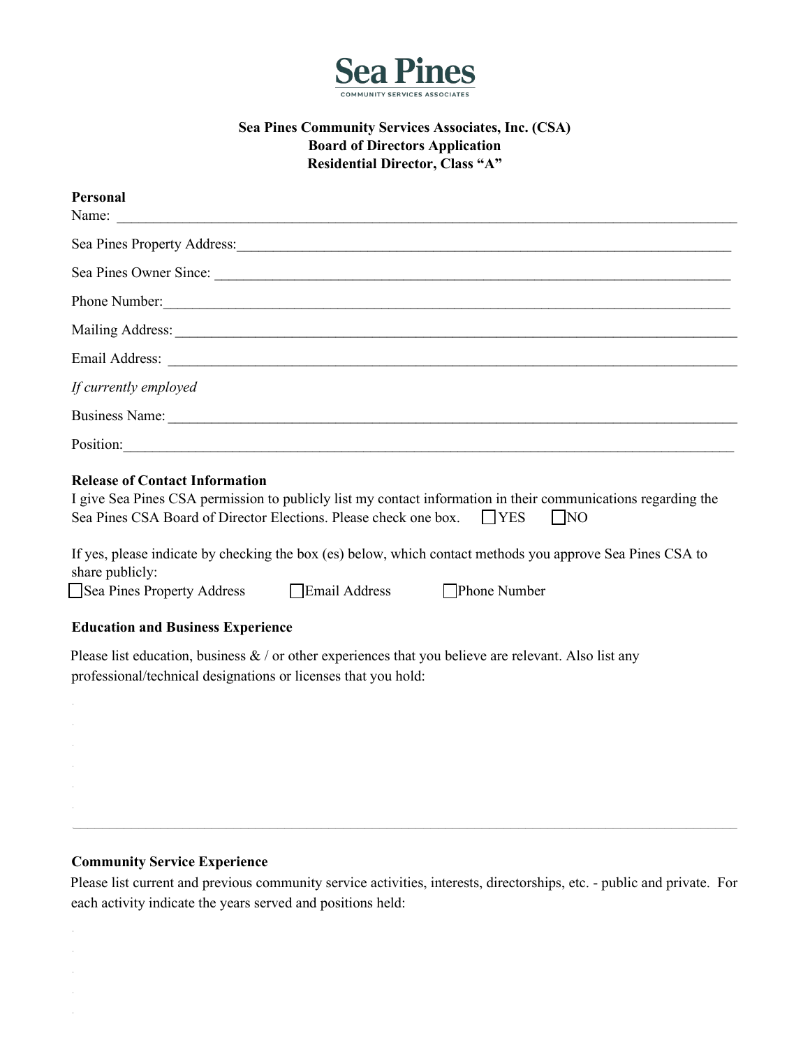# Sea Pines

COMMUNITY SERVICES ASSOCIATES

**Sea Pines Community Services Associates, Inc. (CSA)**
**Board of Directors Application**
**Residential Director, Class "A"**

**Personal**

Name: ______________________________________________

Sea Pines Property Address: ______________________________________________

Sea Pines Owner Since: ______________________________________________

Phone Number: ______________________________________________

Mailing Address: ______________________________________________

Email Address: ______________________________________________

*If currently employed*

Business Name: ______________________________________________

Position: ______________________________________________

**Release of Contact Information**

I give Sea Pines CSA permission to publicly list my contact information in their communications regarding the Sea Pines CSA Board of Director Elections. Please check one box. ☐ YES ☐ NO

If yes, please indicate by checking the box (es) below, which contact methods you approve Sea Pines CSA to share publicly:

☐ Sea Pines Property Address ☐ Email Address ☐ Phone Number

**Education and Business Experience**

Please list education, business & / or other experiences that you believe are relevant. Also list any professional/technical designations or licenses that you hold:

______________________________________________

**Community Service Experience**

Please list current and previous community service activities, interests, directorships, etc. - public and private. For each activity indicate the years served and positions held: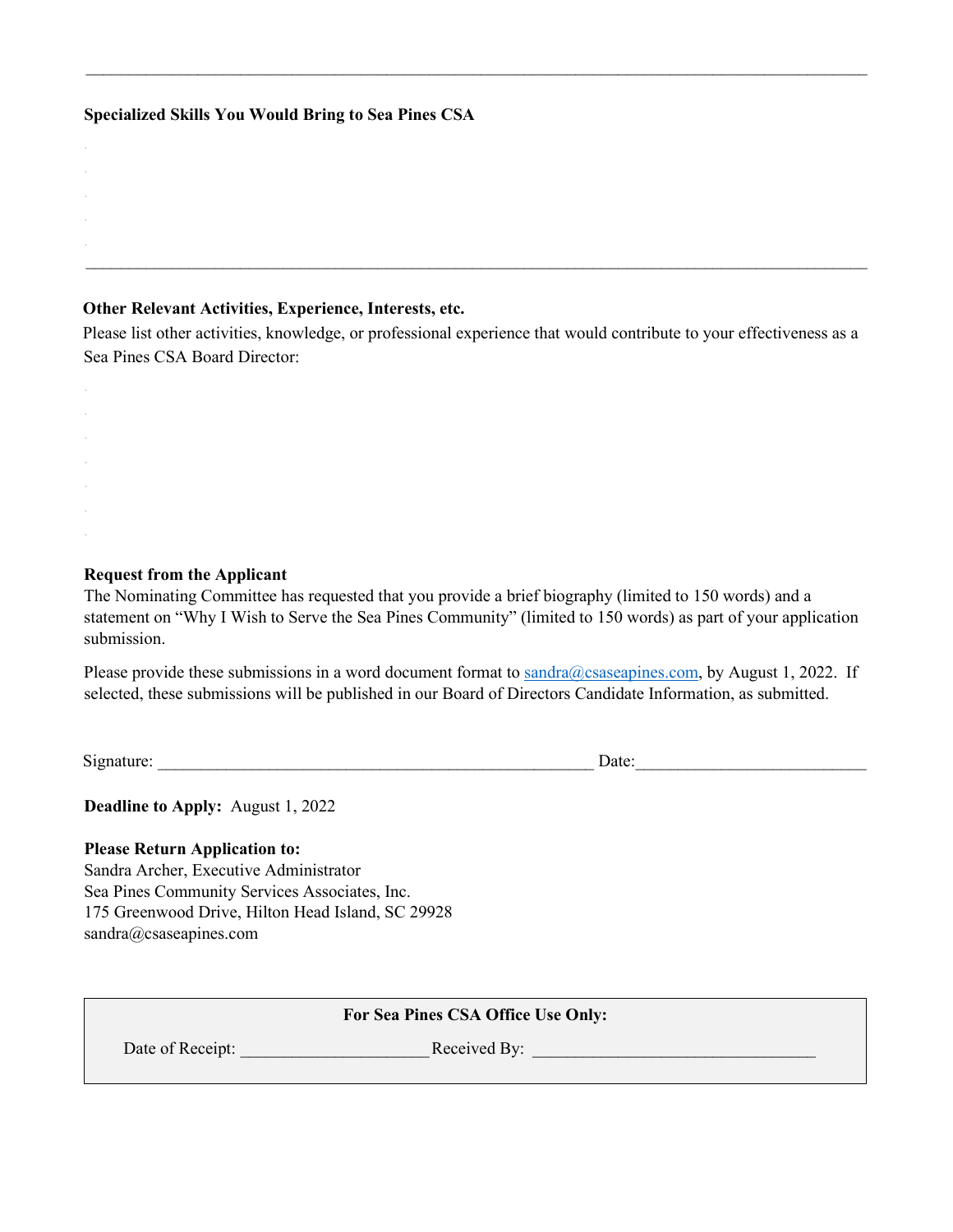---

**Specialized Skills You Would Bring to Sea Pines CSA**

---

**Other Relevant Activities, Experience, Interests, etc.**

Please list other activities, knowledge, or professional experience that would contribute to your effectiveness as a Sea Pines CSA Board Director:

**Request from the Applicant**

The Nominating Committee has requested that you provide a brief biography (limited to 150 words) and a statement on "Why I Wish to Serve the Sea Pines Community" (limited to 150 words) as part of your application submission.

Please provide these submissions in a word document format to sandra@csaseapines.com, by August 1, 2022. If selected, these submissions will be published in our Board of Directors Candidate Information, as submitted.

Signature: ___________________________________________________ Date:___________________________

**Deadline to Apply:** August 1, 2022

**Please Return Application to:**
Sandra Archer, Executive Administrator
Sea Pines Community Services Associates, Inc.
175 Greenwood Drive, Hilton Head Island, SC 29928
sandra@csaseapines.com

**For Sea Pines CSA Office Use Only:**

Date of Receipt: _____________________ Received By: ________________________________